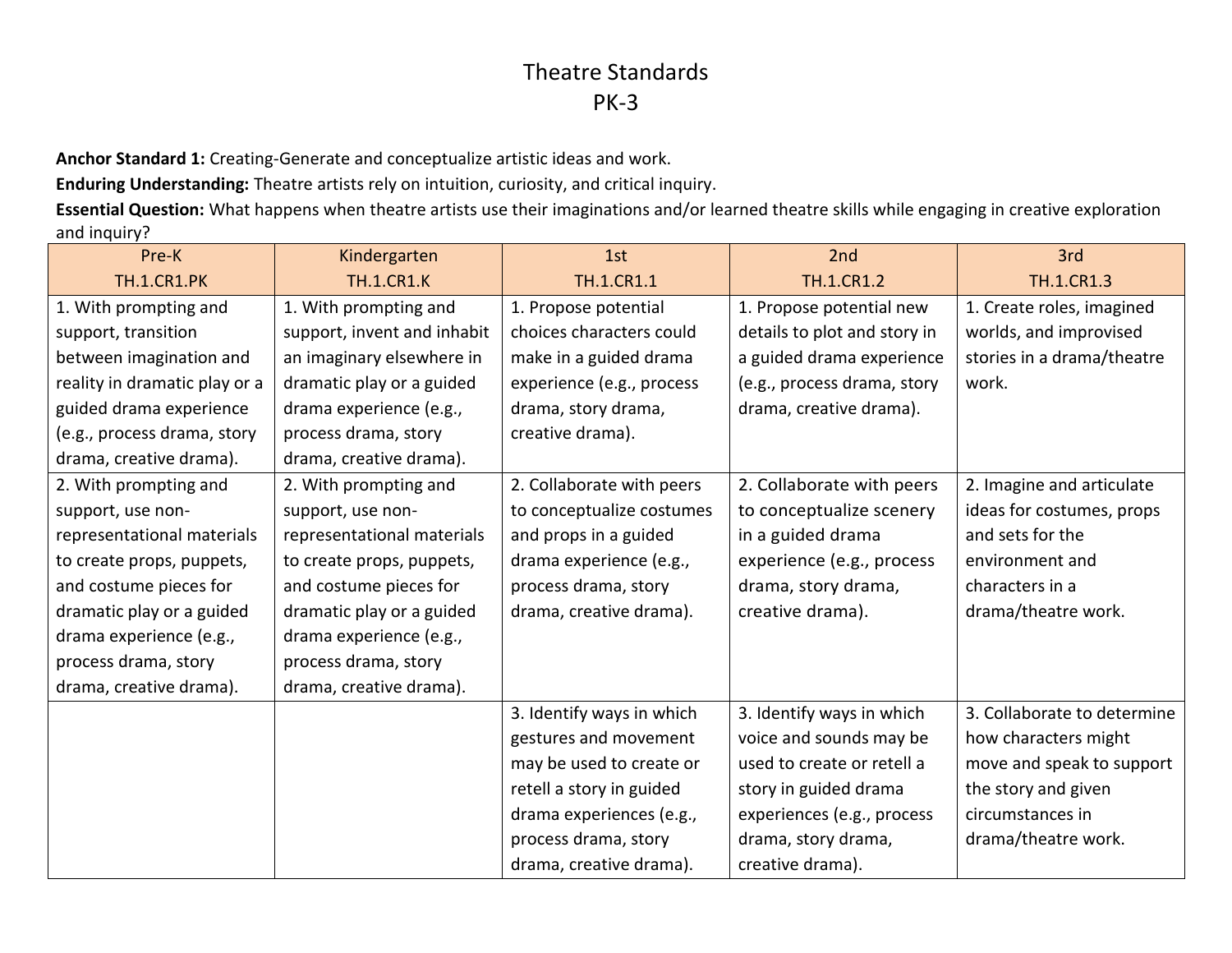# Theatre Standards
## PK-3

**Anchor Standard 1:** Creating-Generate and conceptualize artistic ideas and work.

**Enduring Understanding:** Theatre artists rely on intuition, curiosity, and critical inquiry.

**Essential Question:** What happens when theatre artists use their imaginations and/or learned theatre skills while engaging in creative exploration and inquiry?

| Pre-K TH.1.CR1.PK | Kindergarten TH.1.CR1.K | 1st TH.1.CR1.1 | 2nd TH.1.CR1.2 | 3rd TH.1.CR1.3 |
|---|---|---|---|---|
| 1. With prompting and support, transition between imagination and reality in dramatic play or a guided drama experience (e.g., process drama, story drama, creative drama). | 1. With prompting and support, invent and inhabit an imaginary elsewhere in dramatic play or a guided drama experience (e.g., process drama, story drama, creative drama). | 1. Propose potential choices characters could make in a guided drama experience (e.g., process drama, story drama, creative drama). | 1. Propose potential new details to plot and story in a guided drama experience (e.g., process drama, story drama, creative drama). | 1. Create roles, imagined worlds, and improvised stories in a drama/theatre work. |
| 2. With prompting and support, use non-representational materials to create props, puppets, and costume pieces for dramatic play or a guided drama experience (e.g., process drama, story drama, creative drama). | 2. With prompting and support, use non-representational materials to create props, puppets, and costume pieces for dramatic play or a guided drama experience (e.g., process drama, story drama, creative drama). | 2. Collaborate with peers to conceptualize costumes and props in a guided drama experience (e.g., process drama, story drama, creative drama). | 2. Collaborate with peers to conceptualize scenery in a guided drama experience (e.g., process drama, story drama, creative drama). | 2. Imagine and articulate ideas for costumes, props and sets for the environment and characters in a drama/theatre work. |
| | | 3. Identify ways in which gestures and movement may be used to create or retell a story in guided drama experiences (e.g., process drama, story drama, creative drama). | 3. Identify ways in which voice and sounds may be used to create or retell a story in guided drama experiences (e.g., process drama, story drama, creative drama). | 3. Collaborate to determine how characters might move and speak to support the story and given circumstances in drama/theatre work. |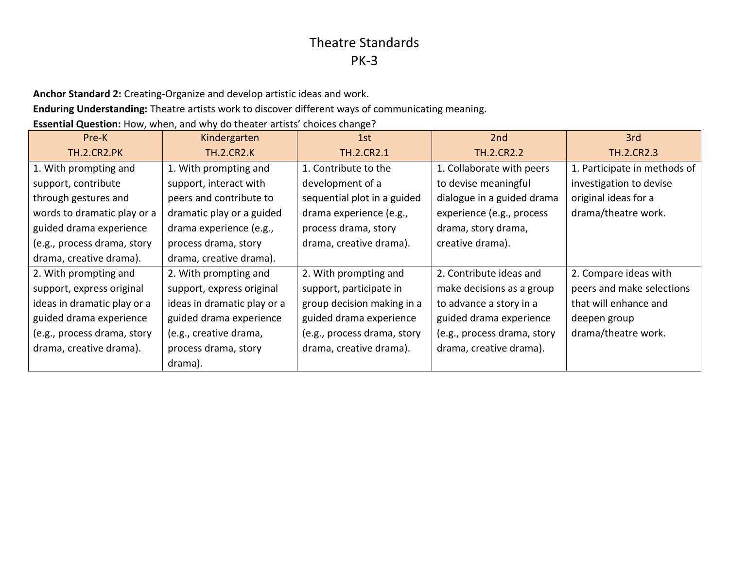# Theatre Standards
## PK-3

**Anchor Standard 2:** Creating-Organize and develop artistic ideas and work.

**Enduring Understanding:** Theatre artists work to discover different ways of communicating meaning.

**Essential Question:** How, when, and why do theater artists' choices change?

| Pre-K<br>TH.2.CR2.PK | Kindergarten<br>TH.2.CR2.K | 1st<br>TH.2.CR2.1 | 2nd<br>TH.2.CR2.2 | 3rd<br>TH.2.CR2.3 |
|---|---|---|---|---|
| 1. With prompting and support, contribute through gestures and words to dramatic play or a guided drama experience (e.g., process drama, story drama, creative drama). | 1. With prompting and support, interact with peers and contribute to dramatic play or a guided drama experience (e.g., process drama, story drama, creative drama). | 1. Contribute to the development of a sequential plot in a guided drama experience (e.g., process drama, story drama, creative drama). | 1. Collaborate with peers to devise meaningful dialogue in a guided drama experience (e.g., process drama, story drama, creative drama). | 1. Participate in methods of investigation to devise original ideas for a drama/theatre work. |
| 2. With prompting and support, express original ideas in dramatic play or a guided drama experience (e.g., process drama, story drama, creative drama). | 2. With prompting and support, express original ideas in dramatic play or a guided drama experience (e.g., creative drama, process drama, story drama). | 2. With prompting and support, participate in group decision making in a guided drama experience (e.g., process drama, story drama, creative drama). | 2. Contribute ideas and make decisions as a group to advance a story in a guided drama experience (e.g., process drama, story drama, creative drama). | 2. Compare ideas with peers and make selections that will enhance and deepen group drama/theatre work. |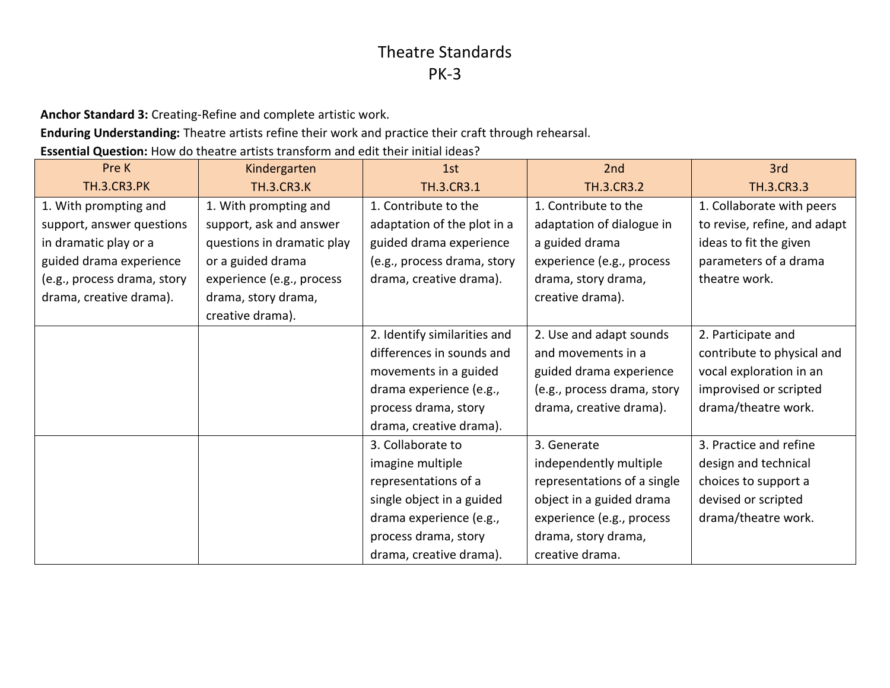# Theatre Standards
## PK-3

**Anchor Standard 3:** Creating-Refine and complete artistic work.

**Enduring Understanding:** Theatre artists refine their work and practice their craft through rehearsal.

**Essential Question:** How do theatre artists transform and edit their initial ideas?

| Pre K<br>TH.3.CR3.PK | Kindergarten<br>TH.3.CR3.K | 1st<br>TH.3.CR3.1 | 2nd<br>TH.3.CR3.2 | 3rd<br>TH.3.CR3.3 |
|---|---|---|---|---|
| 1. With prompting and support, answer questions in dramatic play or a guided drama experience (e.g., process drama, story drama, creative drama). | 1. With prompting and support, ask and answer questions in dramatic play or a guided drama experience (e.g., process drama, story drama, creative drama). | 1. Contribute to the adaptation of the plot in a guided drama experience (e.g., process drama, story drama, creative drama). | 1. Contribute to the adaptation of dialogue in a guided drama experience (e.g., process drama, story drama, creative drama). | 1. Collaborate with peers to revise, refine, and adapt ideas to fit the given parameters of a drama theatre work. |
| | | 2. Identify similarities and differences in sounds and movements in a guided drama experience (e.g., process drama, story drama, creative drama). | 2. Use and adapt sounds and movements in a guided drama experience (e.g., process drama, story drama, creative drama). | 2. Participate and contribute to physical and vocal exploration in an improvised or scripted drama/theatre work. |
| | | 3. Collaborate to imagine multiple representations of a single object in a guided drama experience (e.g., process drama, story drama, creative drama). | 3. Generate independently multiple representations of a single object in a guided drama experience (e.g., process drama, story drama, creative drama. | 3. Practice and refine design and technical choices to support a devised or scripted drama/theatre work. |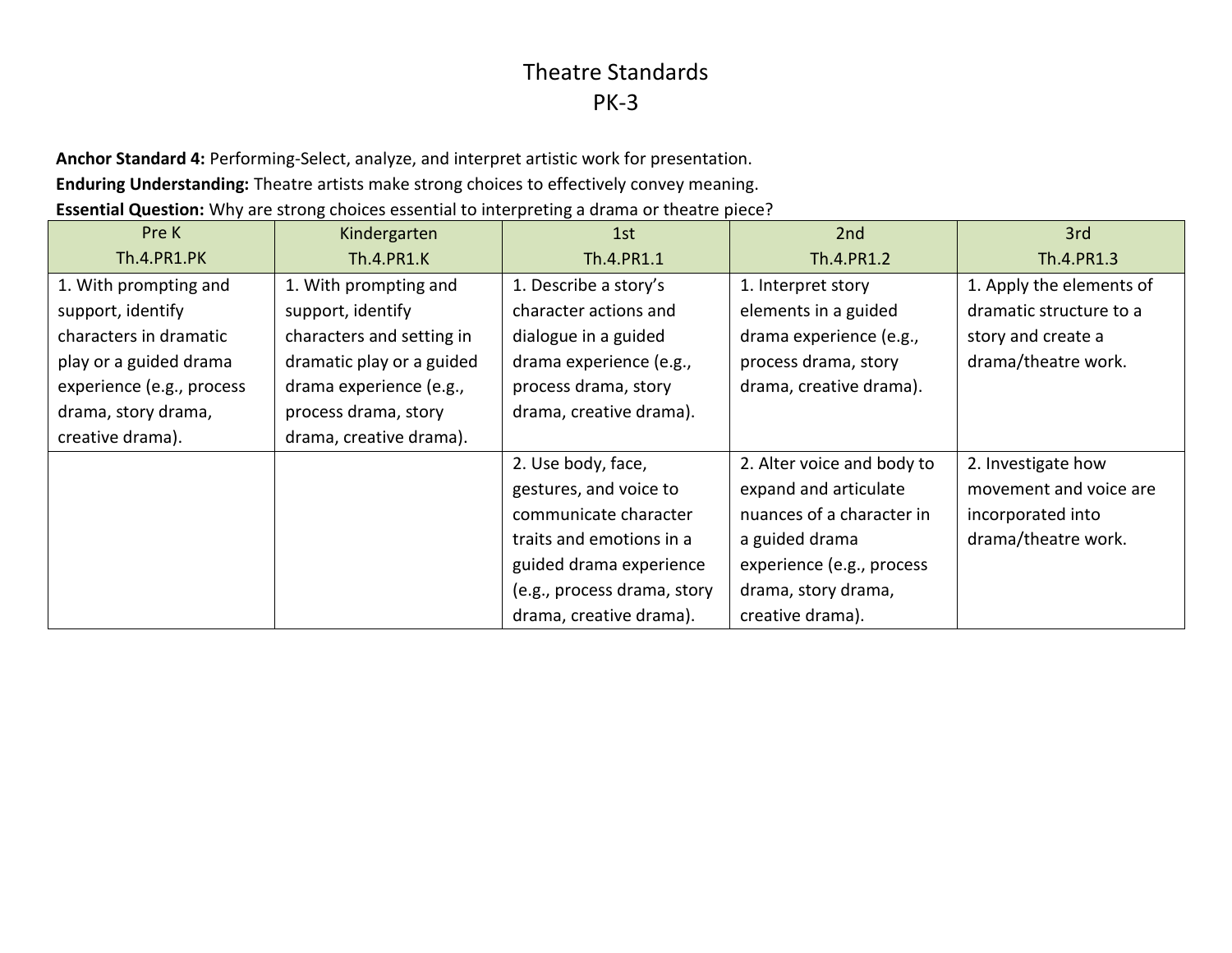# Theatre Standards
## PK-3

**Anchor Standard 4:** Performing-Select, analyze, and interpret artistic work for presentation.

**Enduring Understanding:** Theatre artists make strong choices to effectively convey meaning.

**Essential Question:** Why are strong choices essential to interpreting a drama or theatre piece?

| Pre K<br>Th.4.PR1.PK | Kindergarten<br>Th.4.PR1.K | 1st<br>Th.4.PR1.1 | 2nd<br>Th.4.PR1.2 | 3rd<br>Th.4.PR1.3 |
|---|---|---|---|---|
| 1. With prompting and support, identify characters in dramatic play or a guided drama experience (e.g., process drama, story drama, creative drama). | 1. With prompting and support, identify characters and setting in dramatic play or a guided drama experience (e.g., process drama, story drama, creative drama). | 1. Describe a story's character actions and dialogue in a guided drama experience (e.g., process drama, story drama, creative drama). | 1. Interpret story elements in a guided drama experience (e.g., process drama, story drama, creative drama). | 1. Apply the elements of dramatic structure to a story and create a drama/theatre work. |
| | | 2. Use body, face, gestures, and voice to communicate character traits and emotions in a guided drama experience (e.g., process drama, story drama, creative drama). | 2. Alter voice and body to expand and articulate nuances of a character in a guided drama experience (e.g., process drama, story drama, creative drama). | 2. Investigate how movement and voice are incorporated into drama/theatre work. |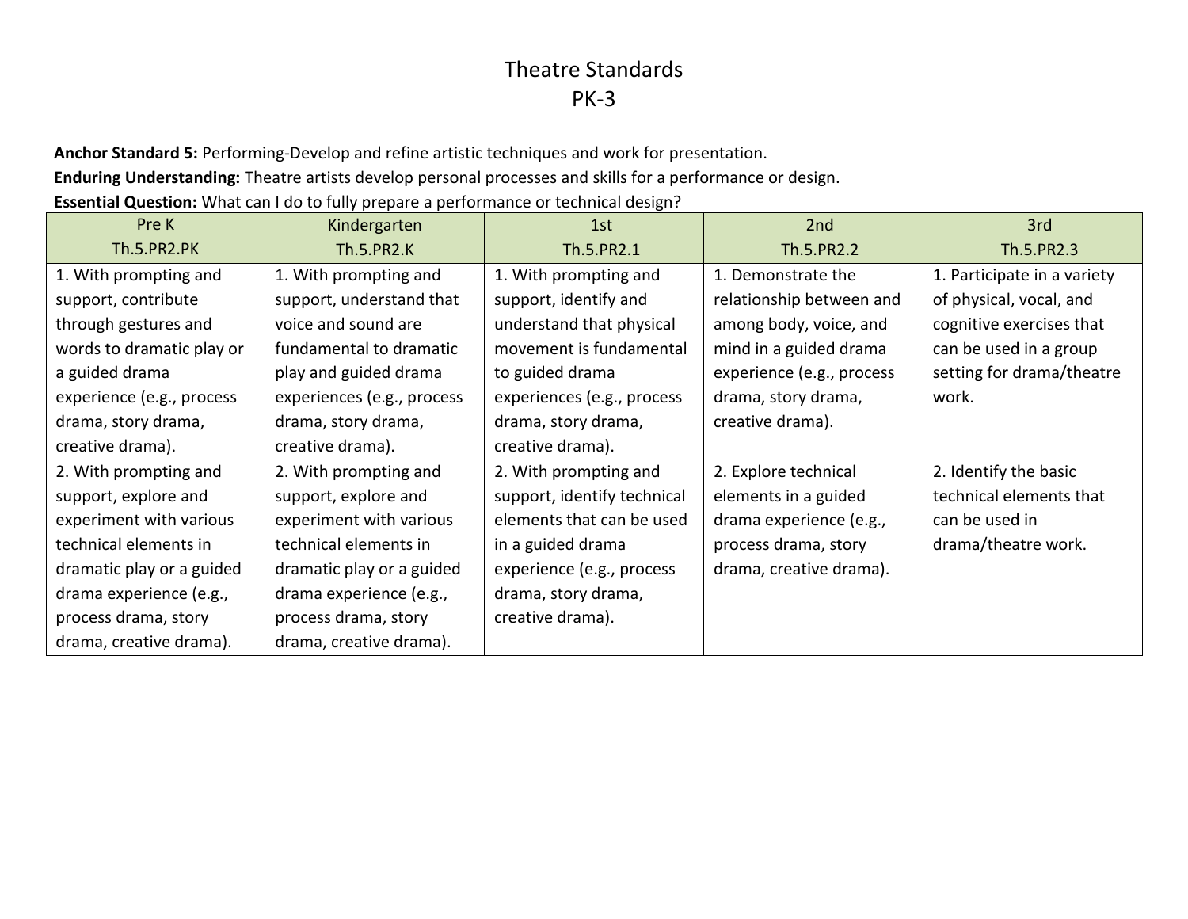# Theatre Standards
## PK-3

**Anchor Standard 5:** Performing-Develop and refine artistic techniques and work for presentation.

**Enduring Understanding:** Theatre artists develop personal processes and skills for a performance or design.

**Essential Question:** What can I do to fully prepare a performance or technical design?

| Pre K<br>Th.5.PR2.PK | Kindergarten<br>Th.5.PR2.K | 1st<br>Th.5.PR2.1 | 2nd<br>Th.5.PR2.2 | 3rd<br>Th.5.PR2.3 |
|---|---|---|---|---|
| 1. With prompting and support, contribute through gestures and words to dramatic play or a guided drama experience (e.g., process drama, story drama, creative drama). | 1. With prompting and support, understand that voice and sound are fundamental to dramatic play and guided drama experiences (e.g., process drama, story drama, creative drama). | 1. With prompting and support, identify and understand that physical movement is fundamental to guided drama experiences (e.g., process drama, story drama, creative drama). | 1. Demonstrate the relationship between and among body, voice, and mind in a guided drama experience (e.g., process drama, story drama, creative drama). | 1. Participate in a variety of physical, vocal, and cognitive exercises that can be used in a group setting for drama/theatre work. |
| 2. With prompting and support, explore and experiment with various technical elements in dramatic play or a guided drama experience (e.g., process drama, story drama, creative drama). | 2. With prompting and support, explore and experiment with various technical elements in dramatic play or a guided drama experience (e.g., process drama, story drama, creative drama). | 2. With prompting and support, identify technical elements that can be used in a guided drama experience (e.g., process drama, story drama, creative drama). | 2. Explore technical elements in a guided drama experience (e.g., process drama, story drama, creative drama). | 2. Identify the basic technical elements that can be used in drama/theatre work. |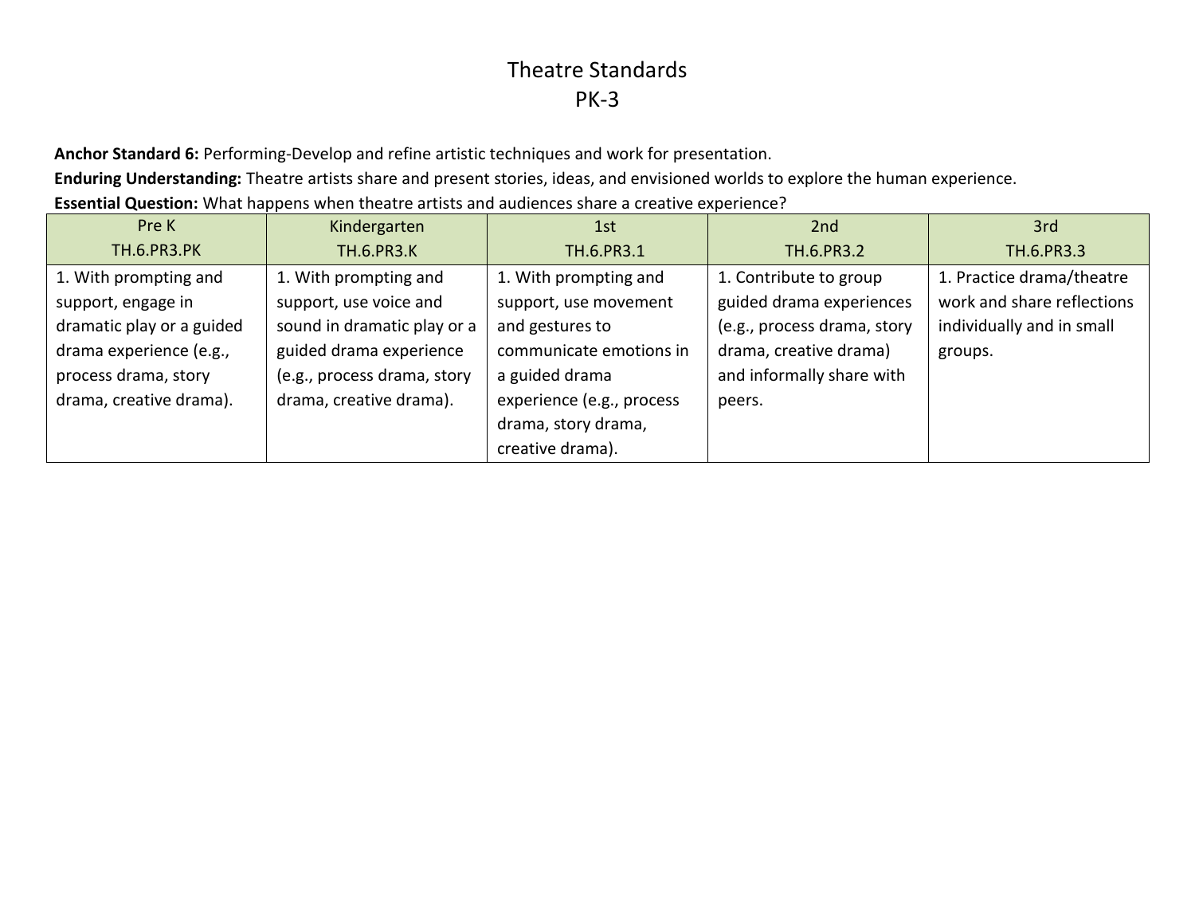# Theatre Standards
## PK-3

**Anchor Standard 6:** Performing-Develop and refine artistic techniques and work for presentation.

**Enduring Understanding:** Theatre artists share and present stories, ideas, and envisioned worlds to explore the human experience.

**Essential Question:** What happens when theatre artists and audiences share a creative experience?

| Pre K<br>TH.6.PR3.PK | Kindergarten<br>TH.6.PR3.K | 1st<br>TH.6.PR3.1 | 2nd<br>TH.6.PR3.2 | 3rd<br>TH.6.PR3.3 |
|---|---|---|---|---|
| 1. With prompting and support, engage in dramatic play or a guided drama experience (e.g., process drama, story drama, creative drama). | 1. With prompting and support, use voice and sound in dramatic play or a guided drama experience (e.g., process drama, story drama, creative drama). | 1. With prompting and support, use movement and gestures to communicate emotions in a guided drama experience (e.g., process drama, story drama, creative drama). | 1. Contribute to group guided drama experiences (e.g., process drama, story drama, creative drama) and informally share with peers. | 1. Practice drama/theatre work and share reflections individually and in small groups. |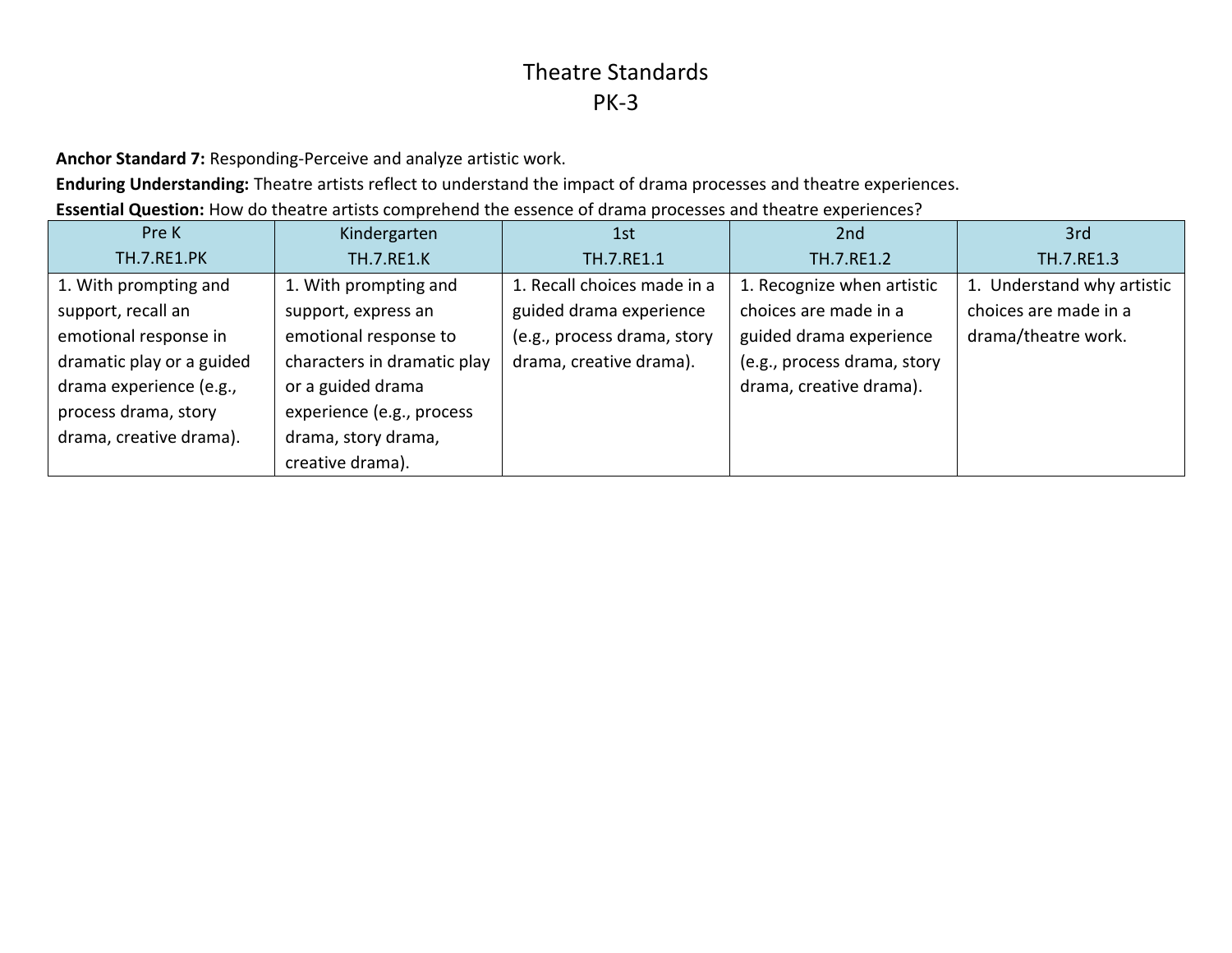# Theatre Standards
## PK-3

**Anchor Standard 7:** Responding-Perceive and analyze artistic work.

**Enduring Understanding:** Theatre artists reflect to understand the impact of drama processes and theatre experiences.

**Essential Question:** How do theatre artists comprehend the essence of drama processes and theatre experiences?

| Pre K<br>TH.7.RE1.PK | Kindergarten<br>TH.7.RE1.K | 1st<br>TH.7.RE1.1 | 2nd<br>TH.7.RE1.2 | 3rd<br>TH.7.RE1.3 |
|---|---|---|---|---|
| 1. With prompting and support, recall an emotional response in dramatic play or a guided drama experience (e.g., process drama, story drama, creative drama). | 1. With prompting and support, express an emotional response to characters in dramatic play or a guided drama experience (e.g., process drama, story drama, creative drama). | 1. Recall choices made in a guided drama experience (e.g., process drama, story drama, creative drama). | 1. Recognize when artistic choices are made in a guided drama experience (e.g., process drama, story drama, creative drama). | 1. Understand why artistic choices are made in a drama/theatre work. |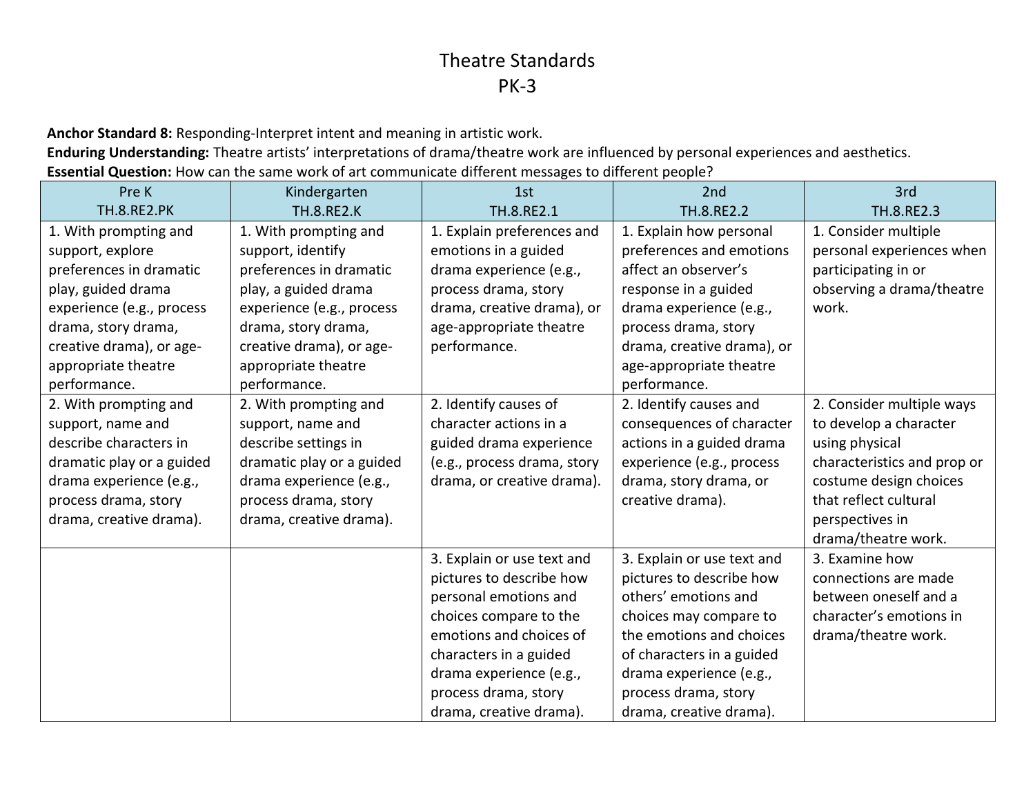# Theatre Standards
## PK-3

**Anchor Standard 8:** Responding-Interpret intent and meaning in artistic work.
**Enduring Understanding:** Theatre artists' interpretations of drama/theatre work are influenced by personal experiences and aesthetics.
**Essential Question:** How can the same work of art communicate different messages to different people?

| Pre K<br>TH.8.RE2.PK | Kindergarten<br>TH.8.RE2.K | 1st<br>TH.8.RE2.1 | 2nd<br>TH.8.RE2.2 | 3rd<br>TH.8.RE2.3 |
|---|---|---|---|---|
| 1. With prompting and support, explore preferences in dramatic play, guided drama experience (e.g., process drama, story drama, creative drama), or age-appropriate theatre performance. | 1. With prompting and support, identify preferences in dramatic play, a guided drama experience (e.g., process drama, story drama, creative drama), or age-appropriate theatre performance. | 1. Explain preferences and emotions in a guided drama experience (e.g., process drama, story drama, creative drama), or age-appropriate theatre performance. | 1. Explain how personal preferences and emotions affect an observer's response in a guided drama experience (e.g., process drama, story drama, creative drama), or age-appropriate theatre performance. | 1. Consider multiple personal experiences when participating in or observing a drama/theatre work. |
| 2. With prompting and support, name and describe characters in dramatic play or a guided drama experience (e.g., process drama, story drama, creative drama). | 2. With prompting and support, name and describe settings in dramatic play or a guided drama experience (e.g., process drama, story drama, creative drama). | 2. Identify causes of character actions in a guided drama experience (e.g., process drama, story drama, or creative drama). | 2. Identify causes and consequences of character actions in a guided drama experience (e.g., process drama, story drama, or creative drama). | 2. Consider multiple ways to develop a character using physical characteristics and prop or costume design choices that reflect cultural perspectives in drama/theatre work. |
| | | 3. Explain or use text and pictures to describe how personal emotions and choices compare to the emotions and choices of characters in a guided drama experience (e.g., process drama, story drama, creative drama). | 3. Explain or use text and pictures to describe how others' emotions and choices may compare to the emotions and choices of characters in a guided drama experience (e.g., process drama, story drama, creative drama). | 3. Examine how connections are made between oneself and a character's emotions in drama/theatre work. |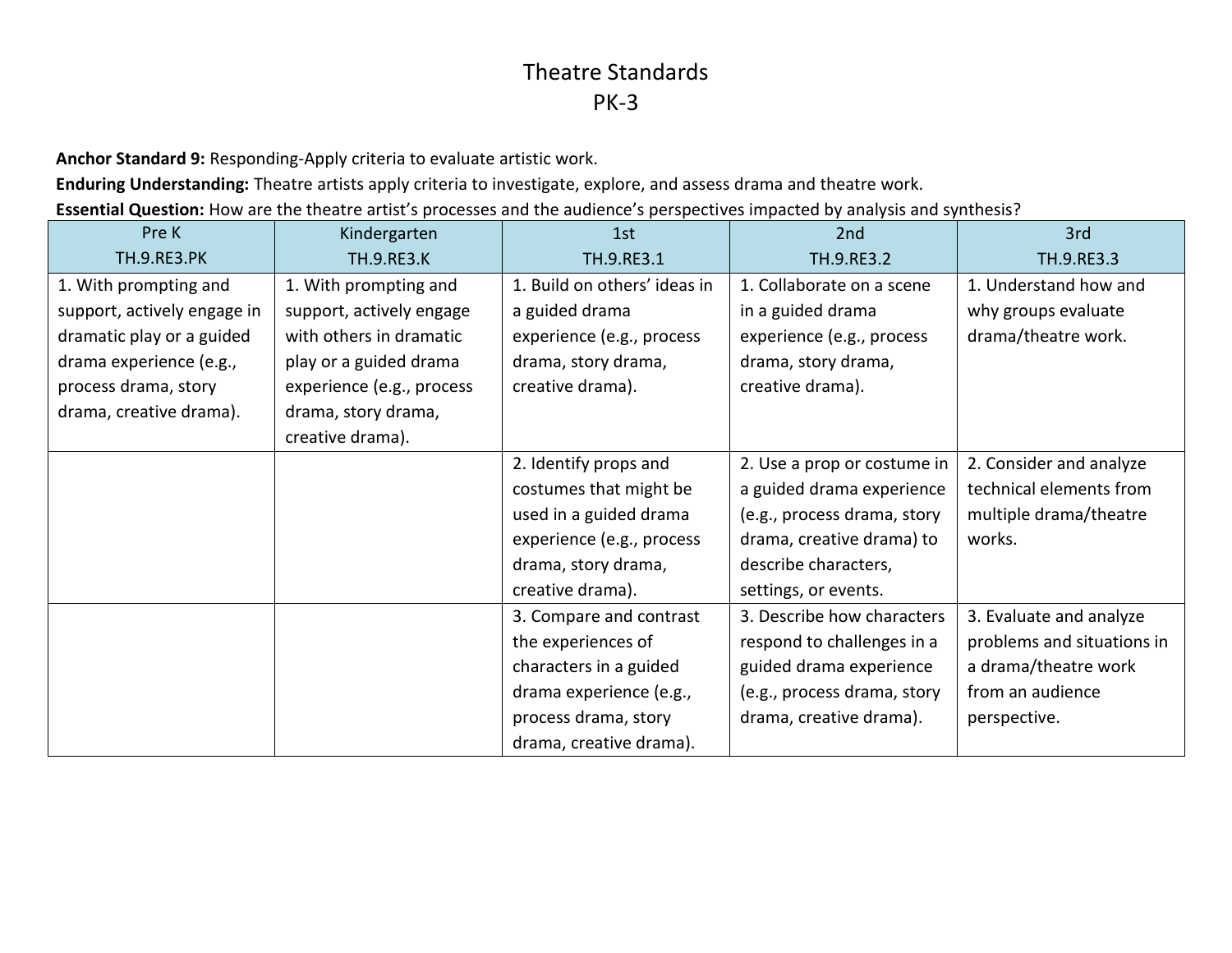# Theatre Standards
## PK-3

**Anchor Standard 9:** Responding-Apply criteria to evaluate artistic work.

**Enduring Understanding:** Theatre artists apply criteria to investigate, explore, and assess drama and theatre work.

**Essential Question:** How are the theatre artist's processes and the audience's perspectives impacted by analysis and synthesis?

| Pre K<br>TH.9.RE3.PK | Kindergarten<br>TH.9.RE3.K | 1st<br>TH.9.RE3.1 | 2nd<br>TH.9.RE3.2 | 3rd<br>TH.9.RE3.3 |
|---|---|---|---|---|
| 1. With prompting and support, actively engage in dramatic play or a guided drama experience (e.g., process drama, story drama, creative drama). | 1. With prompting and support, actively engage with others in dramatic play or a guided drama experience (e.g., process drama, story drama, creative drama). | 1. Build on others' ideas in a guided drama experience (e.g., process drama, story drama, creative drama). | 1. Collaborate on a scene in a guided drama experience (e.g., process drama, story drama, creative drama). | 1. Understand how and why groups evaluate drama/theatre work. |
| | | 2. Identify props and costumes that might be used in a guided drama experience (e.g., process drama, story drama, creative drama). | 2. Use a prop or costume in a guided drama experience (e.g., process drama, story drama, creative drama) to describe characters, settings, or events. | 2. Consider and analyze technical elements from multiple drama/theatre works. |
| | | 3. Compare and contrast the experiences of characters in a guided drama experience (e.g., process drama, story drama, creative drama). | 3. Describe how characters respond to challenges in a guided drama experience (e.g., process drama, story drama, creative drama). | 3. Evaluate and analyze problems and situations in a drama/theatre work from an audience perspective. |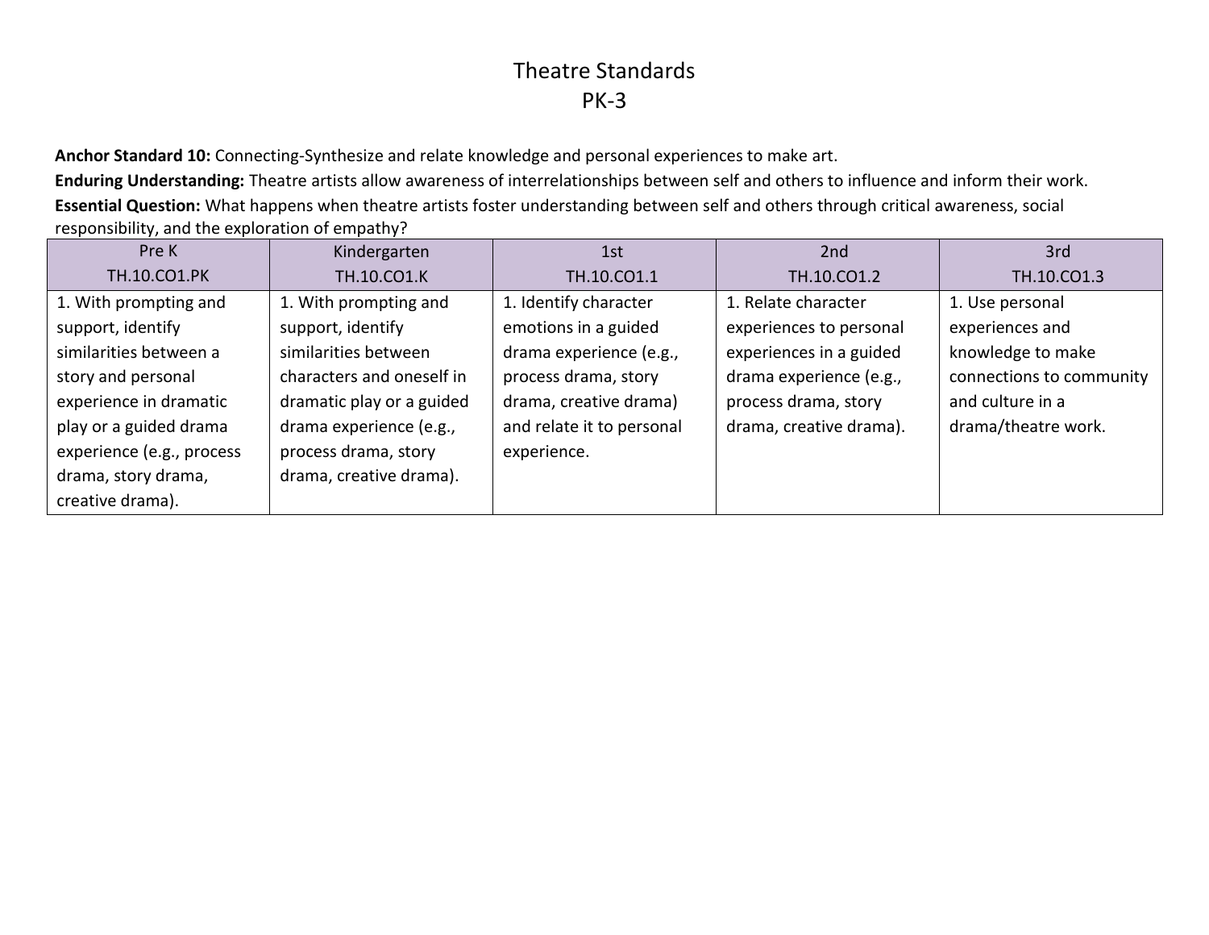# Theatre Standards
## PK-3

**Anchor Standard 10:** Connecting-Synthesize and relate knowledge and personal experiences to make art.

**Enduring Understanding:** Theatre artists allow awareness of interrelationships between self and others to influence and inform their work.

**Essential Question:** What happens when theatre artists foster understanding between self and others through critical awareness, social responsibility, and the exploration of empathy?

| Pre K<br>TH.10.CO1.PK | Kindergarten<br>TH.10.CO1.K | 1st<br>TH.10.CO1.1 | 2nd<br>TH.10.CO1.2 | 3rd<br>TH.10.CO1.3 |
|---|---|---|---|---|
| 1. With prompting and support, identify similarities between a story and personal experience in dramatic play or a guided drama experience (e.g., process drama, story drama, creative drama). | 1. With prompting and support, identify similarities between characters and oneself in dramatic play or a guided drama experience (e.g., process drama, story drama, creative drama). | 1. Identify character emotions in a guided drama experience (e.g., process drama, story drama, creative drama) and relate it to personal experience. | 1. Relate character experiences to personal experiences in a guided drama experience (e.g., process drama, story drama, creative drama). | 1. Use personal experiences and knowledge to make connections to community and culture in a drama/theatre work. |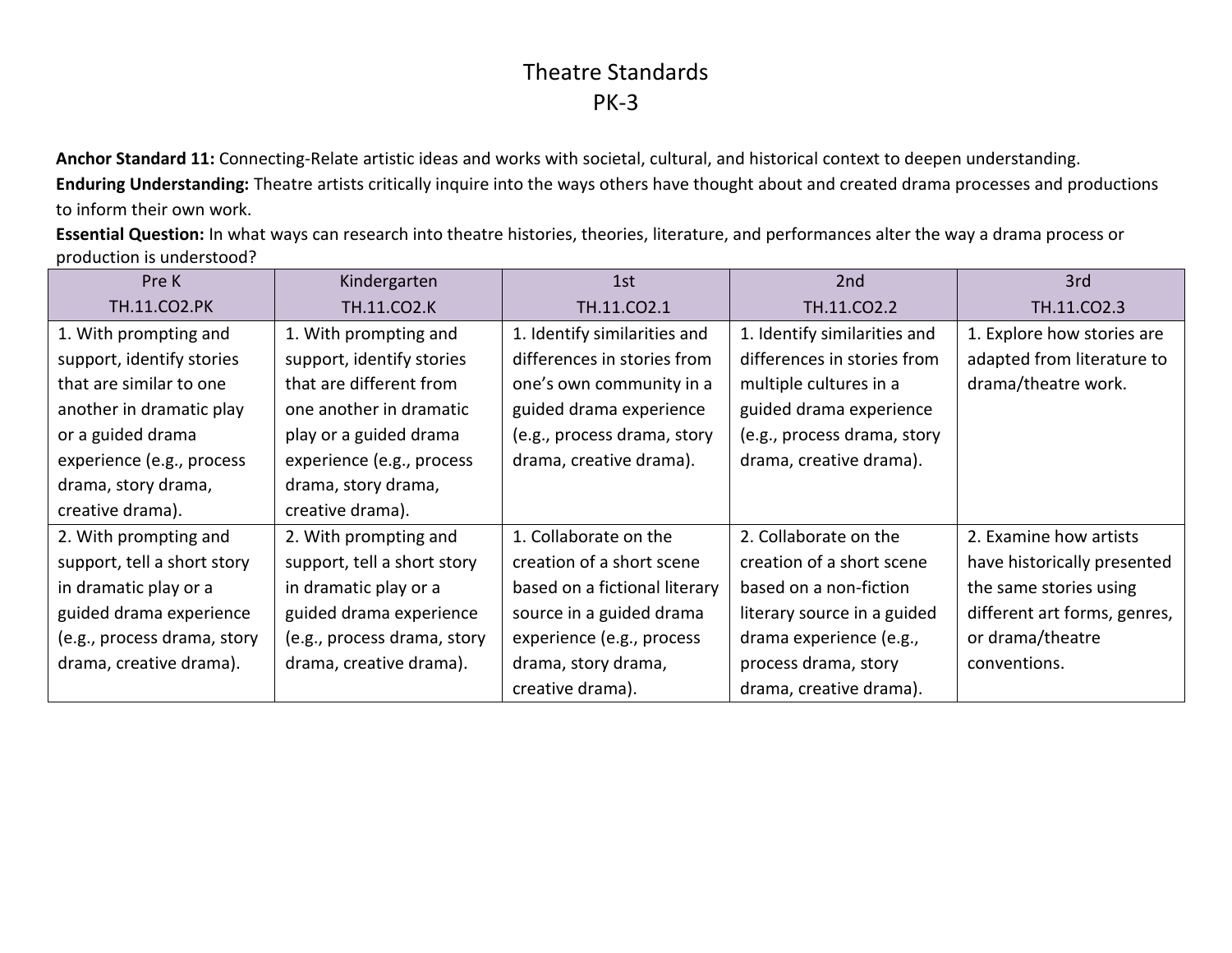# Theatre Standards
## PK-3

**Anchor Standard 11:** Connecting-Relate artistic ideas and works with societal, cultural, and historical context to deepen understanding.

**Enduring Understanding:** Theatre artists critically inquire into the ways others have thought about and created drama processes and productions to inform their own work.

**Essential Question:** In what ways can research into theatre histories, theories, literature, and performances alter the way a drama process or production is understood?

| Pre K<br>TH.11.CO2.PK | Kindergarten<br>TH.11.CO2.K | 1st<br>TH.11.CO2.1 | 2nd<br>TH.11.CO2.2 | 3rd<br>TH.11.CO2.3 |
|---|---|---|---|---|
| 1. With prompting and support, identify stories that are similar to one another in dramatic play or a guided drama experience (e.g., process drama, story drama, creative drama). | 1. With prompting and support, identify stories that are different from one another in dramatic play or a guided drama experience (e.g., process drama, story drama, creative drama). | 1. Identify similarities and differences in stories from one's own community in a guided drama experience (e.g., process drama, story drama, creative drama). | 1. Identify similarities and differences in stories from multiple cultures in a guided drama experience (e.g., process drama, story drama, creative drama). | 1. Explore how stories are adapted from literature to drama/theatre work. |
| 2. With prompting and support, tell a short story in dramatic play or a guided drama experience (e.g., process drama, story drama, creative drama). | 2. With prompting and support, tell a short story in dramatic play or a guided drama experience (e.g., process drama, story drama, creative drama). | 1. Collaborate on the creation of a short scene based on a fictional literary source in a guided drama experience (e.g., process drama, story drama, creative drama). | 2. Collaborate on the creation of a short scene based on a non-fiction literary source in a guided drama experience (e.g., process drama, story drama, creative drama). | 2. Examine how artists have historically presented the same stories using different art forms, genres, or drama/theatre conventions. |